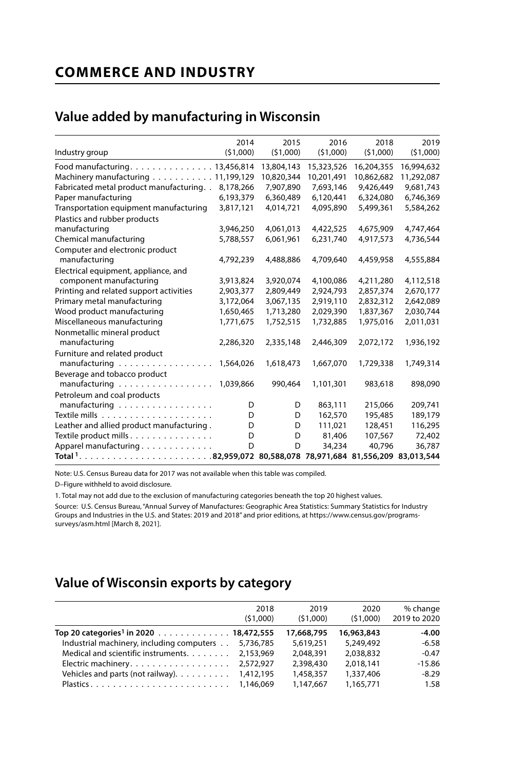# COMMERCE AND INDUSTRY

## Value added by manufacturing in Wisconsin

| Industry group | 2014 ($1,000) | 2015 ($1,000) | 2016 ($1,000) | 2018 ($1,000) | 2019 ($1,000) |
|---|---|---|---|---|---|
| Food manufacturing | 13,456,814 | 13,804,143 | 15,323,526 | 16,204,355 | 16,994,632 |
| Machinery manufacturing | 11,199,129 | 10,820,344 | 10,201,491 | 10,862,682 | 11,292,087 |
| Fabricated metal product manufacturing | 8,178,266 | 7,907,890 | 7,693,146 | 9,426,449 | 9,681,743 |
| Paper manufacturing | 6,193,379 | 6,360,489 | 6,120,441 | 6,324,080 | 6,746,369 |
| Transportation equipment manufacturing | 3,817,121 | 4,014,721 | 4,095,890 | 5,499,361 | 5,584,262 |
| Plastics and rubber products manufacturing | 3,946,250 | 4,061,013 | 4,422,525 | 4,675,909 | 4,747,464 |
| Chemical manufacturing | 5,788,557 | 6,061,961 | 6,231,740 | 4,917,573 | 4,736,544 |
| Computer and electronic product manufacturing | 4,792,239 | 4,488,886 | 4,709,640 | 4,459,958 | 4,555,884 |
| Electrical equipment, appliance, and component manufacturing | 3,913,824 | 3,920,074 | 4,100,086 | 4,211,280 | 4,112,518 |
| Printing and related support activities | 2,903,377 | 2,809,449 | 2,924,793 | 2,857,374 | 2,670,177 |
| Primary metal manufacturing | 3,172,064 | 3,067,135 | 2,919,110 | 2,832,312 | 2,642,089 |
| Wood product manufacturing | 1,650,465 | 1,713,280 | 2,029,390 | 1,837,367 | 2,030,744 |
| Miscellaneous manufacturing | 1,771,675 | 1,752,515 | 1,732,885 | 1,975,016 | 2,011,031 |
| Nonmetallic mineral product manufacturing | 2,286,320 | 2,335,148 | 2,446,309 | 2,072,172 | 1,936,192 |
| Furniture and related product manufacturing | 1,564,026 | 1,618,473 | 1,667,070 | 1,729,338 | 1,749,314 |
| Beverage and tobacco product manufacturing | 1,039,866 | 990,464 | 1,101,301 | 983,618 | 898,090 |
| Petroleum and coal products manufacturing | D | D | 863,111 | 215,066 | 209,741 |
| Textile mills | D | D | 162,570 | 195,485 | 189,179 |
| Leather and allied product manufacturing | D | D | 111,021 | 128,451 | 116,295 |
| Textile product mills | D | D | 81,406 | 107,567 | 72,402 |
| Apparel manufacturing | D | D | 34,234 | 40,796 | 36,787 |
| **Total [1]** | **82,959,072** | **80,588,078** | **78,971,684** | **81,556,209** | **83,013,544** |

Note: U.S. Census Bureau data for 2017 was not available when this table was compiled.

D–Figure withheld to avoid disclosure.

1. Total may not add due to the exclusion of manufacturing categories beneath the top 20 highest values.

Source: U.S. Census Bureau, "Annual Survey of Manufactures: Geographic Area Statistics: Summary Statistics for Industry Groups and Industries in the U.S. and States: 2019 and 2018" and prior editions, at https://www.census.gov/programs-surveys/asm.html [March 8, 2021].

## Value of Wisconsin exports by category

| | 2018 ($1,000) | 2019 ($1,000) | 2020 ($1,000) | % change 2019 to 2020 |
|---|---|---|---|---|
| **Top 20 categories[1] in 2020** | **18,472,555** | **17,668,795** | **16,963,843** | **-4.00** |
| Industrial machinery, including computers | 5,736,785 | 5,619,251 | 5,249,492 | -6.58 |
| Medical and scientific instruments | 2,153,969 | 2,048,391 | 2,038,832 | -0.47 |
| Electric machinery | 2,572,927 | 2,398,430 | 2,018,141 | -15.86 |
| Vehicles and parts (not railway) | 1,412,195 | 1,458,357 | 1,337,406 | -8.29 |
| Plastics | 1,146,069 | 1,147,667 | 1,165,771 | 1.58 |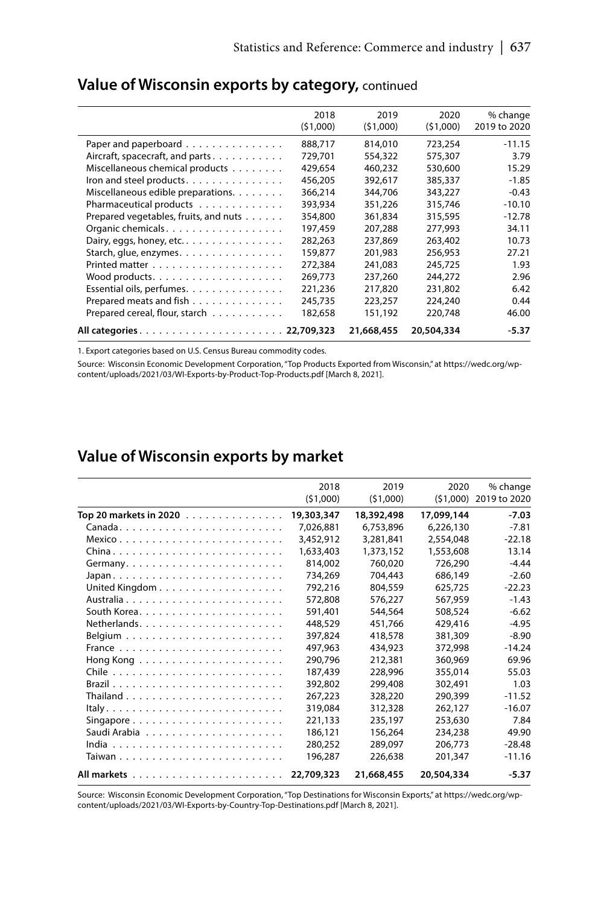## Value of Wisconsin exports by category, continued

| | 2018 ($1,000) | 2019 ($1,000) | 2020 ($1,000) | % change 2019 to 2020 |
|---|---|---|---|---|
| Paper and paperboard | 888,717 | 814,010 | 723,254 | -11.15 |
| Aircraft, spacecraft, and parts | 729,701 | 554,322 | 575,307 | 3.79 |
| Miscellaneous chemical products | 429,654 | 460,232 | 530,600 | 15.29 |
| Iron and steel products | 456,205 | 392,617 | 385,337 | -1.85 |
| Miscellaneous edible preparations | 366,214 | 344,706 | 343,227 | -0.43 |
| Pharmaceutical products | 393,934 | 351,226 | 315,746 | -10.10 |
| Prepared vegetables, fruits, and nuts | 354,800 | 361,834 | 315,595 | -12.78 |
| Organic chemicals | 197,459 | 207,288 | 277,993 | 34.11 |
| Dairy, eggs, honey, etc. | 282,263 | 237,869 | 263,402 | 10.73 |
| Starch, glue, enzymes | 159,877 | 201,983 | 256,953 | 27.21 |
| Printed matter | 272,384 | 241,083 | 245,725 | 1.93 |
| Wood products | 269,773 | 237,260 | 244,272 | 2.96 |
| Essential oils, perfumes | 221,236 | 217,820 | 231,802 | 6.42 |
| Prepared meats and fish | 245,735 | 223,257 | 224,240 | 0.44 |
| Prepared cereal, flour, starch | 182,658 | 151,192 | 220,748 | 46.00 |
| **All categories** | **22,709,323** | **21,668,455** | **20,504,334** | **-5.37** |

1. Export categories based on U.S. Census Bureau commodity codes.

Source: Wisconsin Economic Development Corporation, "Top Products Exported from Wisconsin," at https://wedc.org/wp-content/uploads/2021/03/WI-Exports-by-Product-Top-Products.pdf [March 8, 2021].

## Value of Wisconsin exports by market

| | 2018 ($1,000) | 2019 ($1,000) | 2020 ($1,000) | % change 2019 to 2020 |
|---|---|---|---|---|
| **Top 20 markets in 2020** | **19,303,347** | **18,392,498** | **17,099,144** | **-7.03** |
| Canada | 7,026,881 | 6,753,896 | 6,226,130 | -7.81 |
| Mexico | 3,452,912 | 3,281,841 | 2,554,048 | -22.18 |
| China | 1,633,403 | 1,373,152 | 1,553,608 | 13.14 |
| Germany | 814,002 | 760,020 | 726,290 | -4.44 |
| Japan | 734,269 | 704,443 | 686,149 | -2.60 |
| United Kingdom | 792,216 | 804,559 | 625,725 | -22.23 |
| Australia | 572,808 | 576,227 | 567,959 | -1.43 |
| South Korea | 591,401 | 544,564 | 508,524 | -6.62 |
| Netherlands | 448,529 | 451,766 | 429,416 | -4.95 |
| Belgium | 397,824 | 418,578 | 381,309 | -8.90 |
| France | 497,963 | 434,923 | 372,998 | -14.24 |
| Hong Kong | 290,796 | 212,381 | 360,969 | 69.96 |
| Chile | 187,439 | 228,996 | 355,014 | 55.03 |
| Brazil | 392,802 | 299,408 | 302,491 | 1.03 |
| Thailand | 267,223 | 328,220 | 290,399 | -11.52 |
| Italy | 319,084 | 312,328 | 262,127 | -16.07 |
| Singapore | 221,133 | 235,197 | 253,630 | 7.84 |
| Saudi Arabia | 186,121 | 156,264 | 234,238 | 49.90 |
| India | 280,252 | 289,097 | 206,773 | -28.48 |
| Taiwan | 196,287 | 226,638 | 201,347 | -11.16 |
| **All markets** | **22,709,323** | **21,668,455** | **20,504,334** | **-5.37** |

Source: Wisconsin Economic Development Corporation, "Top Destinations for Wisconsin Exports," at https://wedc.org/wp-content/uploads/2021/03/WI-Exports-by-Country-Top-Destinations.pdf [March 8, 2021].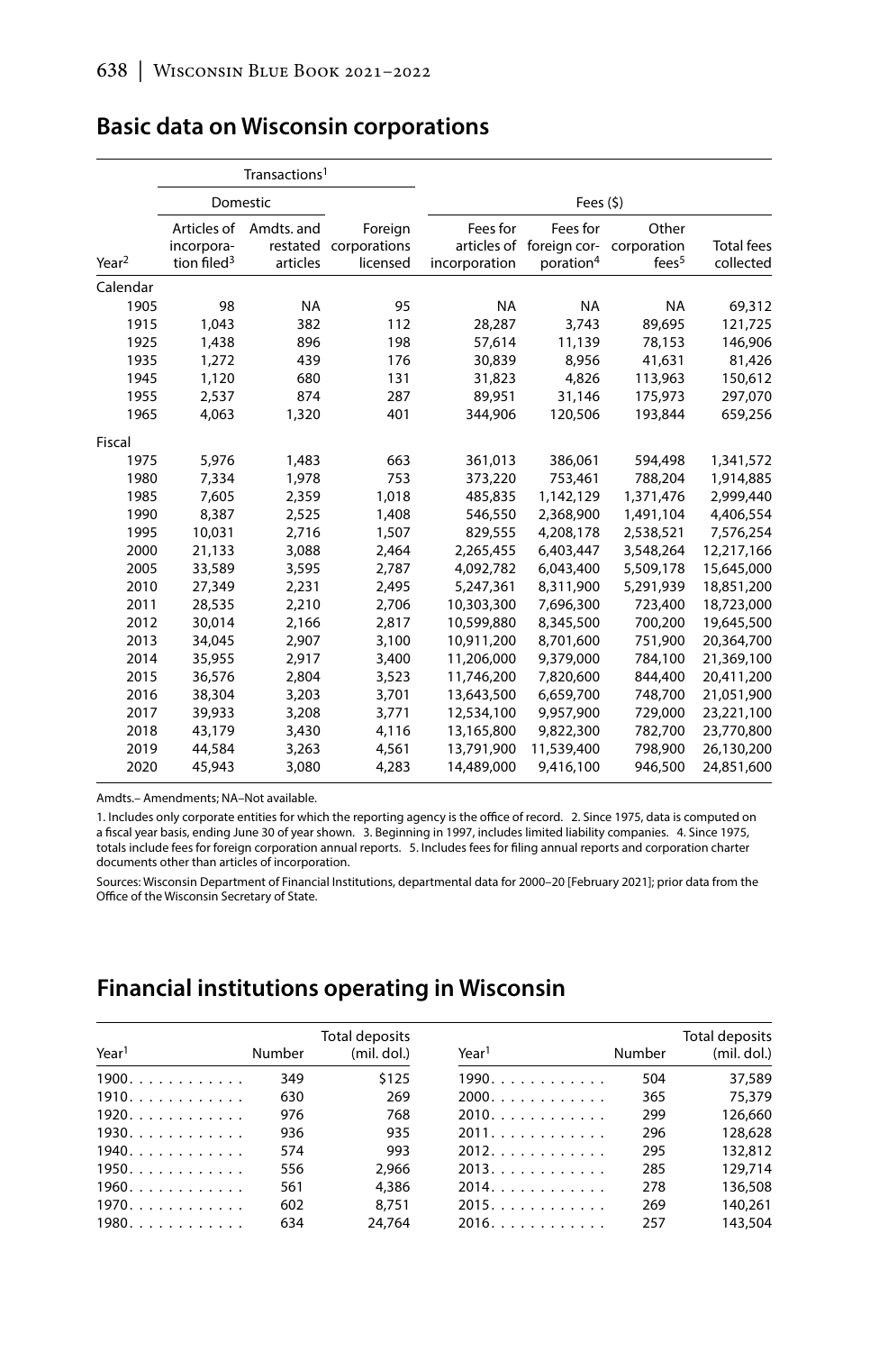## Basic data on Wisconsin corporations

| Year[2] | Transactions[1] | | | Fees ($) | | | |
|---|---|---|---|---|---|---|---|
| | Domestic | | | | | | |
| | Articles of incorporation filed[3] | Amdts. and restated articles | Foreign corporations licensed | Fees for articles of incorporation | Fees for foreign corporation[4] | Other corporation fees[5] | Total fees collected |
| Calendar | | | | | | | |
| 1905 | 98 | NA | 95 | NA | NA | NA | 69,312 |
| 1915 | 1,043 | 382 | 112 | 28,287 | 3,743 | 89,695 | 121,725 |
| 1925 | 1,438 | 896 | 198 | 57,614 | 11,139 | 78,153 | 146,906 |
| 1935 | 1,272 | 439 | 176 | 30,839 | 8,956 | 41,631 | 81,426 |
| 1945 | 1,120 | 680 | 131 | 31,823 | 4,826 | 113,963 | 150,612 |
| 1955 | 2,537 | 874 | 287 | 89,951 | 31,146 | 175,973 | 297,070 |
| 1965 | 4,063 | 1,320 | 401 | 344,906 | 120,506 | 193,844 | 659,256 |
| Fiscal | | | | | | | |
| 1975 | 5,976 | 1,483 | 663 | 361,013 | 386,061 | 594,498 | 1,341,572 |
| 1980 | 7,334 | 1,978 | 753 | 373,220 | 753,461 | 788,204 | 1,914,885 |
| 1985 | 7,605 | 2,359 | 1,018 | 485,835 | 1,142,129 | 1,371,476 | 2,999,440 |
| 1990 | 8,387 | 2,525 | 1,408 | 546,550 | 2,368,900 | 1,491,104 | 4,406,554 |
| 1995 | 10,031 | 2,716 | 1,507 | 829,555 | 4,208,178 | 2,538,521 | 7,576,254 |
| 2000 | 21,133 | 3,088 | 2,464 | 2,265,455 | 6,403,447 | 3,548,264 | 12,217,166 |
| 2005 | 33,589 | 3,595 | 2,787 | 4,092,782 | 6,043,400 | 5,509,178 | 15,645,000 |
| 2010 | 27,349 | 2,231 | 2,495 | 5,247,361 | 8,311,900 | 5,291,939 | 18,851,200 |
| 2011 | 28,535 | 2,210 | 2,706 | 10,303,300 | 7,696,300 | 723,400 | 18,723,000 |
| 2012 | 30,014 | 2,166 | 2,817 | 10,599,880 | 8,345,500 | 700,200 | 19,645,500 |
| 2013 | 34,045 | 2,907 | 3,100 | 10,911,200 | 8,701,600 | 751,900 | 20,364,700 |
| 2014 | 35,955 | 2,917 | 3,400 | 11,206,000 | 9,379,000 | 784,100 | 21,369,100 |
| 2015 | 36,576 | 2,804 | 3,523 | 11,746,200 | 7,820,600 | 844,400 | 20,411,200 |
| 2016 | 38,304 | 3,203 | 3,701 | 13,643,500 | 6,659,700 | 748,700 | 21,051,900 |
| 2017 | 39,933 | 3,208 | 3,771 | 12,534,100 | 9,957,900 | 729,000 | 23,221,100 |
| 2018 | 43,179 | 3,430 | 4,116 | 13,165,800 | 9,822,300 | 782,700 | 23,770,800 |
| 2019 | 44,584 | 3,263 | 4,561 | 13,791,900 | 11,539,400 | 798,900 | 26,130,200 |
| 2020 | 45,943 | 3,080 | 4,283 | 14,489,000 | 9,416,100 | 946,500 | 24,851,600 |

Amdts.– Amendments; NA–Not available.

1. Includes only corporate entities for which the reporting agency is the office of record. 2. Since 1975, data is computed on a fiscal year basis, ending June 30 of year shown. 3. Beginning in 1997, includes limited liability companies. 4. Since 1975, totals include fees for foreign corporation annual reports. 5. Includes fees for filing annual reports and corporation charter documents other than articles of incorporation.

Sources: Wisconsin Department of Financial Institutions, departmental data for 2000–20 [February 2021]; prior data from the Office of the Wisconsin Secretary of State.

## Financial institutions operating in Wisconsin

| Year[1] | Number | Total deposits (mil. dol.) | Year[1] | Number | Total deposits (mil. dol.) |
|---|---|---|---|---|---|
| 1900 | 349 | $125 | 1990 | 504 | 37,589 |
| 1910 | 630 | 269 | 2000 | 365 | 75,379 |
| 1920 | 976 | 768 | 2010 | 299 | 126,660 |
| 1930 | 936 | 935 | 2011 | 296 | 128,628 |
| 1940 | 574 | 993 | 2012 | 295 | 132,812 |
| 1950 | 556 | 2,966 | 2013 | 285 | 129,714 |
| 1960 | 561 | 4,386 | 2014 | 278 | 136,508 |
| 1970 | 602 | 8,751 | 2015 | 269 | 140,261 |
| 1980 | 634 | 24,764 | 2016 | 257 | 143,504 |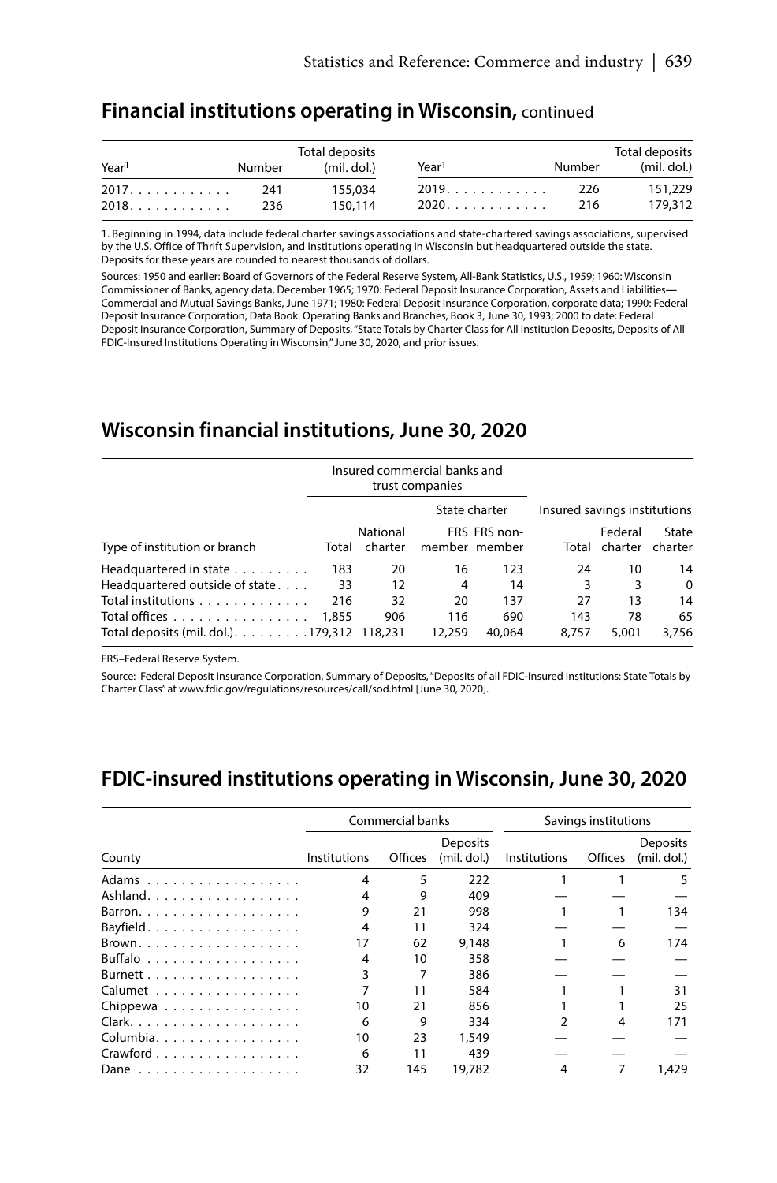## Financial institutions operating in Wisconsin, continued

| Year[1] | Number | Total deposits (mil. dol.) | Year[1] | Number | Total deposits (mil. dol.) |
|---|---|---|---|---|---|
| 2017 | 241 | 155,034 | 2019 | 226 | 151,229 |
| 2018 | 236 | 150,114 | 2020 | 216 | 179,312 |

1. Beginning in 1994, data include federal charter savings associations and state-chartered savings associations, supervised by the U.S. Office of Thrift Supervision, and institutions operating in Wisconsin but headquartered outside the state. Deposits for these years are rounded to nearest thousands of dollars.

Sources: 1950 and earlier: Board of Governors of the Federal Reserve System, All-Bank Statistics, U.S., 1959; 1960: Wisconsin Commissioner of Banks, agency data, December 1965; 1970: Federal Deposit Insurance Corporation, Assets and Liabilities—Commercial and Mutual Savings Banks, June 1971; 1980: Federal Deposit Insurance Corporation, corporate data; 1990: Federal Deposit Insurance Corporation, Data Book: Operating Banks and Branches, Book 3, June 30, 1993; 2000 to date: Federal Deposit Insurance Corporation, Summary of Deposits, "State Totals by Charter Class for All Institution Deposits, Deposits of All FDIC-Insured Institutions Operating in Wisconsin," June 30, 2020, and prior issues.

## Wisconsin financial institutions, June 30, 2020

| | Insured commercial banks and trust companies | | | | Insured savings institutions | | |
|---|---|---|---|---|---|---|---|
| | | | State charter | | | | |
| Type of institution or branch | Total | National charter | FRS member | FRS non-member | Total | Federal charter | State charter |
| Headquartered in state | 183 | 20 | 16 | 123 | 24 | 10 | 14 |
| Headquartered outside of state | 33 | 12 | 4 | 14 | 3 | 3 | 0 |
| Total institutions | 216 | 32 | 20 | 137 | 27 | 13 | 14 |
| Total offices | 1,855 | 906 | 116 | 690 | 143 | 78 | 65 |
| Total deposits (mil. dol.) | 179,312 | 118,231 | 12,259 | 40,064 | 8,757 | 5,001 | 3,756 |

FRS–Federal Reserve System.

Source: Federal Deposit Insurance Corporation, Summary of Deposits, "Deposits of all FDIC-Insured Institutions: State Totals by Charter Class" at www.fdic.gov/regulations/resources/call/sod.html [June 30, 2020].

## FDIC-insured institutions operating in Wisconsin, June 30, 2020

| | Commercial banks | | | Savings institutions | | |
|---|---|---|---|---|---|---|
| County | Institutions | Offices | Deposits (mil. dol.) | Institutions | Offices | Deposits (mil. dol.) |
| Adams | 4 | 5 | 222 | 1 | 1 | 5 |
| Ashland | 4 | 9 | 409 | — | — | — |
| Barron | 9 | 21 | 998 | 1 | 1 | 134 |
| Bayfield | 4 | 11 | 324 | — | — | — |
| Brown | 17 | 62 | 9,148 | 1 | 6 | 174 |
| Buffalo | 4 | 10 | 358 | — | — | — |
| Burnett | 3 | 7 | 386 | — | — | — |
| Calumet | 7 | 11 | 584 | 1 | 1 | 31 |
| Chippewa | 10 | 21 | 856 | 1 | 1 | 25 |
| Clark | 6 | 9 | 334 | 2 | 4 | 171 |
| Columbia | 10 | 23 | 1,549 | — | — | — |
| Crawford | 6 | 11 | 439 | — | — | — |
| Dane | 32 | 145 | 19,782 | 4 | 7 | 1,429 |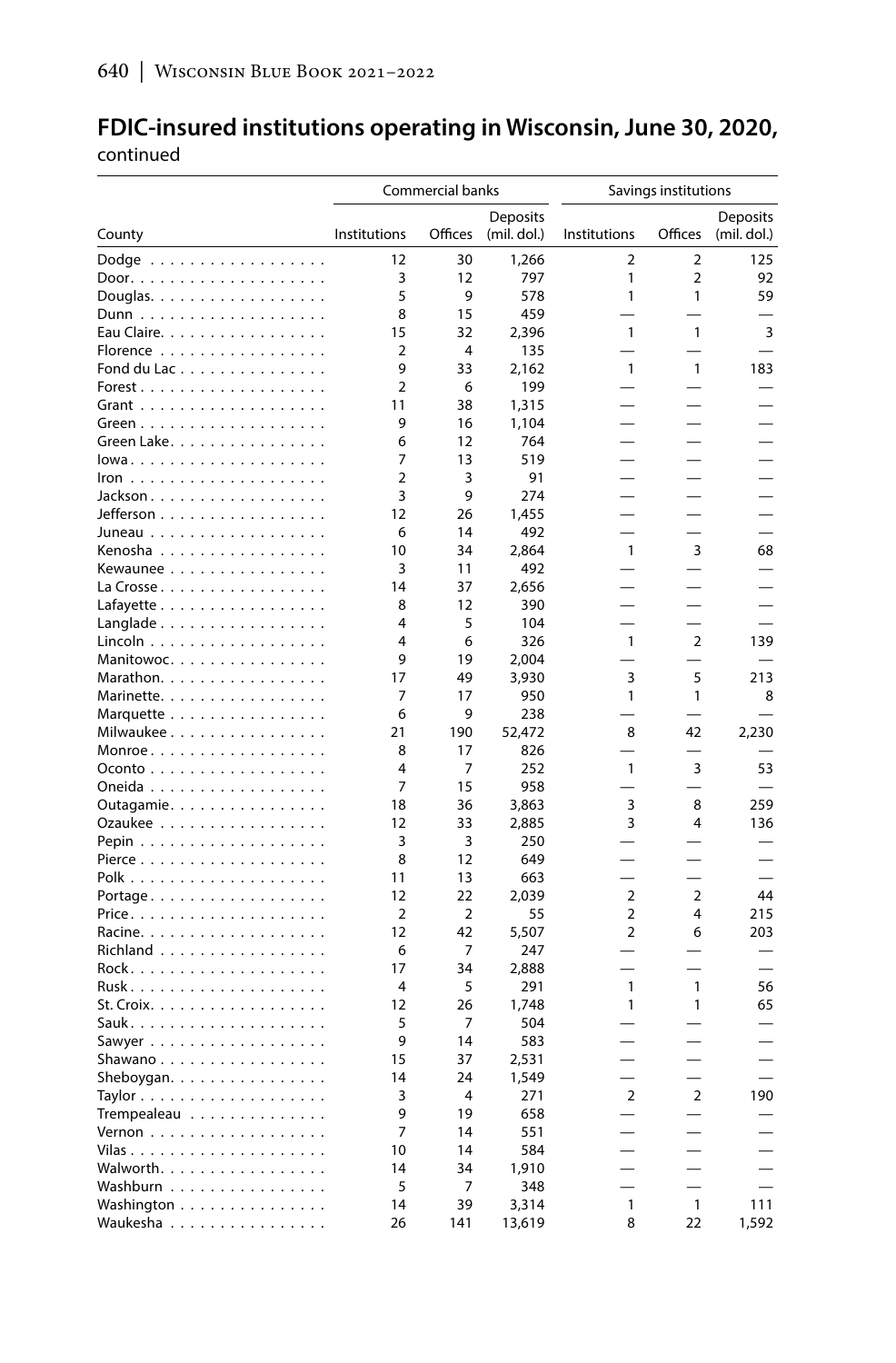## FDIC-insured institutions operating in Wisconsin, June 30, 2020, continued

| County | Commercial banks | | | Savings institutions | | |
|---|---|---|---|---|---|---|
| | Institutions | Offices | Deposits (mil. dol.) | Institutions | Offices | Deposits (mil. dol.) |
| Dodge | 12 | 30 | 1,266 | 2 | 2 | 125 |
| Door | 3 | 12 | 797 | 1 | 2 | 92 |
| Douglas | 5 | 9 | 578 | 1 | 1 | 59 |
| Dunn | 8 | 15 | 459 | — | — | — |
| Eau Claire | 15 | 32 | 2,396 | 1 | 1 | 3 |
| Florence | 2 | 4 | 135 | — | — | — |
| Fond du Lac | 9 | 33 | 2,162 | 1 | 1 | 183 |
| Forest | 2 | 6 | 199 | — | — | — |
| Grant | 11 | 38 | 1,315 | — | — | — |
| Green | 9 | 16 | 1,104 | — | — | — |
| Green Lake | 6 | 12 | 764 | — | — | — |
| Iowa | 7 | 13 | 519 | — | — | — |
| Iron | 2 | 3 | 91 | — | — | — |
| Jackson | 3 | 9 | 274 | — | — | — |
| Jefferson | 12 | 26 | 1,455 | — | — | — |
| Juneau | 6 | 14 | 492 | — | — | — |
| Kenosha | 10 | 34 | 2,864 | 1 | 3 | 68 |
| Kewaunee | 3 | 11 | 492 | — | — | — |
| La Crosse | 14 | 37 | 2,656 | — | — | — |
| Lafayette | 8 | 12 | 390 | — | — | — |
| Langlade | 4 | 5 | 104 | — | — | — |
| Lincoln | 4 | 6 | 326 | 1 | 2 | 139 |
| Manitowoc | 9 | 19 | 2,004 | — | — | — |
| Marathon | 17 | 49 | 3,930 | 3 | 5 | 213 |
| Marinette | 7 | 17 | 950 | 1 | 1 | 8 |
| Marquette | 6 | 9 | 238 | — | — | — |
| Milwaukee | 21 | 190 | 52,472 | 8 | 42 | 2,230 |
| Monroe | 8 | 17 | 826 | — | — | — |
| Oconto | 4 | 7 | 252 | 1 | 3 | 53 |
| Oneida | 7 | 15 | 958 | — | — | — |
| Outagamie | 18 | 36 | 3,863 | 3 | 8 | 259 |
| Ozaukee | 12 | 33 | 2,885 | 3 | 4 | 136 |
| Pepin | 3 | 3 | 250 | — | — | — |
| Pierce | 8 | 12 | 649 | — | — | — |
| Polk | 11 | 13 | 663 | — | — | — |
| Portage | 12 | 22 | 2,039 | 2 | 2 | 44 |
| Price | 2 | 2 | 55 | 2 | 4 | 215 |
| Racine | 12 | 42 | 5,507 | 2 | 6 | 203 |
| Richland | 6 | 7 | 247 | — | — | — |
| Rock | 17 | 34 | 2,888 | — | — | — |
| Rusk | 4 | 5 | 291 | 1 | 1 | 56 |
| St. Croix | 12 | 26 | 1,748 | 1 | 1 | 65 |
| Sauk | 5 | 7 | 504 | — | — | — |
| Sawyer | 9 | 14 | 583 | — | — | — |
| Shawano | 15 | 37 | 2,531 | — | — | — |
| Sheboygan | 14 | 24 | 1,549 | — | — | — |
| Taylor | 3 | 4 | 271 | 2 | 2 | 190 |
| Trempealeau | 9 | 19 | 658 | — | — | — |
| Vernon | 7 | 14 | 551 | — | — | — |
| Vilas | 10 | 14 | 584 | — | — | — |
| Walworth | 14 | 34 | 1,910 | — | — | — |
| Washburn | 5 | 7 | 348 | — | — | — |
| Washington | 14 | 39 | 3,314 | 1 | 1 | 111 |
| Waukesha | 26 | 141 | 13,619 | 8 | 22 | 1,592 |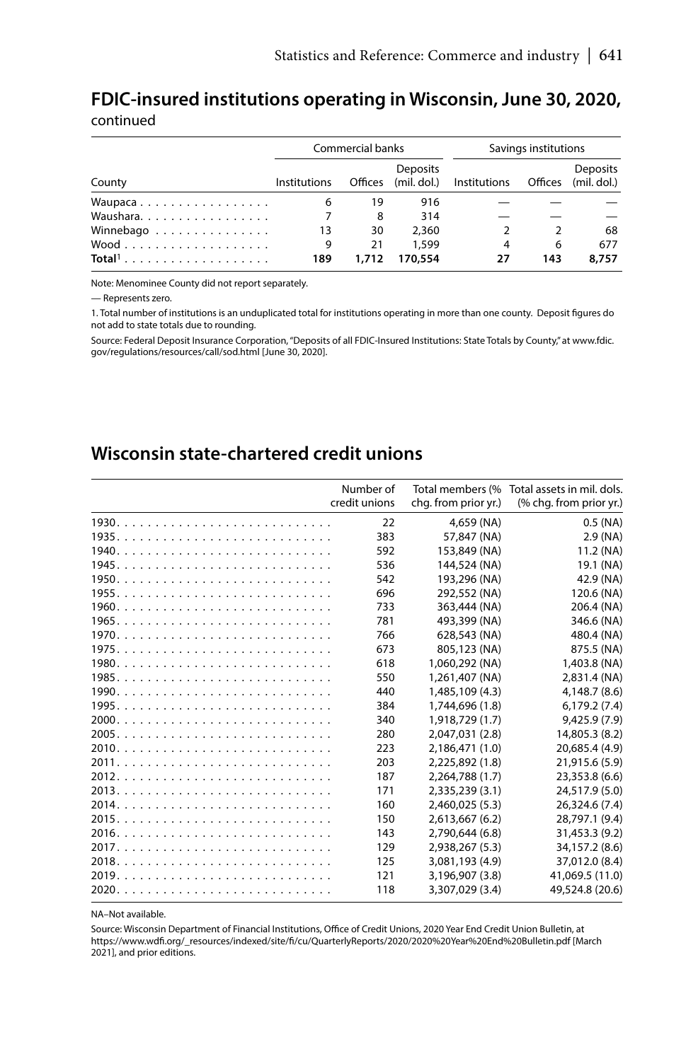## FDIC-insured institutions operating in Wisconsin, June 30, 2020, continued

| | Commercial banks | | | Savings institutions | | |
|---|---|---|---|---|---|---|
| County | Institutions | Offices | Deposits (mil. dol.) | Institutions | Offices | Deposits (mil. dol.) |
| Waupaca | 6 | 19 | 916 | — | — | — |
| Waushara | 7 | 8 | 314 | — | — | — |
| Winnebago | 13 | 30 | 2,360 | 2 | 2 | 68 |
| Wood | 9 | 21 | 1,599 | 4 | 6 | 677 |
| **Total**[1] | **189** | **1,712** | **170,554** | **27** | **143** | **8,757** |

Note: Menominee County did not report separately.

— Represents zero.

1. Total number of institutions is an unduplicated total for institutions operating in more than one county. Deposit figures do not add to state totals due to rounding.

Source: Federal Deposit Insurance Corporation, "Deposits of all FDIC-Insured Institutions: State Totals by County," at www.fdic.gov/regulations/resources/call/sod.html [June 30, 2020].

## Wisconsin state-chartered credit unions

| | Number of credit unions | Total members (% chg. from prior yr.) | Total assets in mil. dols. (% chg. from prior yr.) |
|---|---|---|---|
| 1930 | 22 | 4,659 (NA) | 0.5 (NA) |
| 1935 | 383 | 57,847 (NA) | 2.9 (NA) |
| 1940 | 592 | 153,849 (NA) | 11.2 (NA) |
| 1945 | 536 | 144,524 (NA) | 19.1 (NA) |
| 1950 | 542 | 193,296 (NA) | 42.9 (NA) |
| 1955 | 696 | 292,552 (NA) | 120.6 (NA) |
| 1960 | 733 | 363,444 (NA) | 206.4 (NA) |
| 1965 | 781 | 493,399 (NA) | 346.6 (NA) |
| 1970 | 766 | 628,543 (NA) | 480.4 (NA) |
| 1975 | 673 | 805,123 (NA) | 875.5 (NA) |
| 1980 | 618 | 1,060,292 (NA) | 1,403.8 (NA) |
| 1985 | 550 | 1,261,407 (NA) | 2,831.4 (NA) |
| 1990 | 440 | 1,485,109 (4.3) | 4,148.7 (8.6) |
| 1995 | 384 | 1,744,696 (1.8) | 6,179.2 (7.4) |
| 2000 | 340 | 1,918,729 (1.7) | 9,425.9 (7.9) |
| 2005 | 280 | 2,047,031 (2.8) | 14,805.3 (8.2) |
| 2010 | 223 | 2,186,471 (1.0) | 20,685.4 (4.9) |
| 2011 | 203 | 2,225,892 (1.8) | 21,915.6 (5.9) |
| 2012 | 187 | 2,264,788 (1.7) | 23,353.8 (6.6) |
| 2013 | 171 | 2,335,239 (3.1) | 24,517.9 (5.0) |
| 2014 | 160 | 2,460,025 (5.3) | 26,324.6 (7.4) |
| 2015 | 150 | 2,613,667 (6.2) | 28,797.1 (9.4) |
| 2016 | 143 | 2,790,644 (6.8) | 31,453.3 (9.2) |
| 2017 | 129 | 2,938,267 (5.3) | 34,157.2 (8.6) |
| 2018 | 125 | 3,081,193 (4.9) | 37,012.0 (8.4) |
| 2019 | 121 | 3,196,907 (3.8) | 41,069.5 (11.0) |
| 2020 | 118 | 3,307,029 (3.4) | 49,524.8 (20.6) |

NA–Not available.

Source: Wisconsin Department of Financial Institutions, Office of Credit Unions, 2020 Year End Credit Union Bulletin, at https://www.wdfi.org/_resources/indexed/site/fi/cu/QuarterlyReports/2020/2020%20Year%20End%20Bulletin.pdf [March 2021], and prior editions.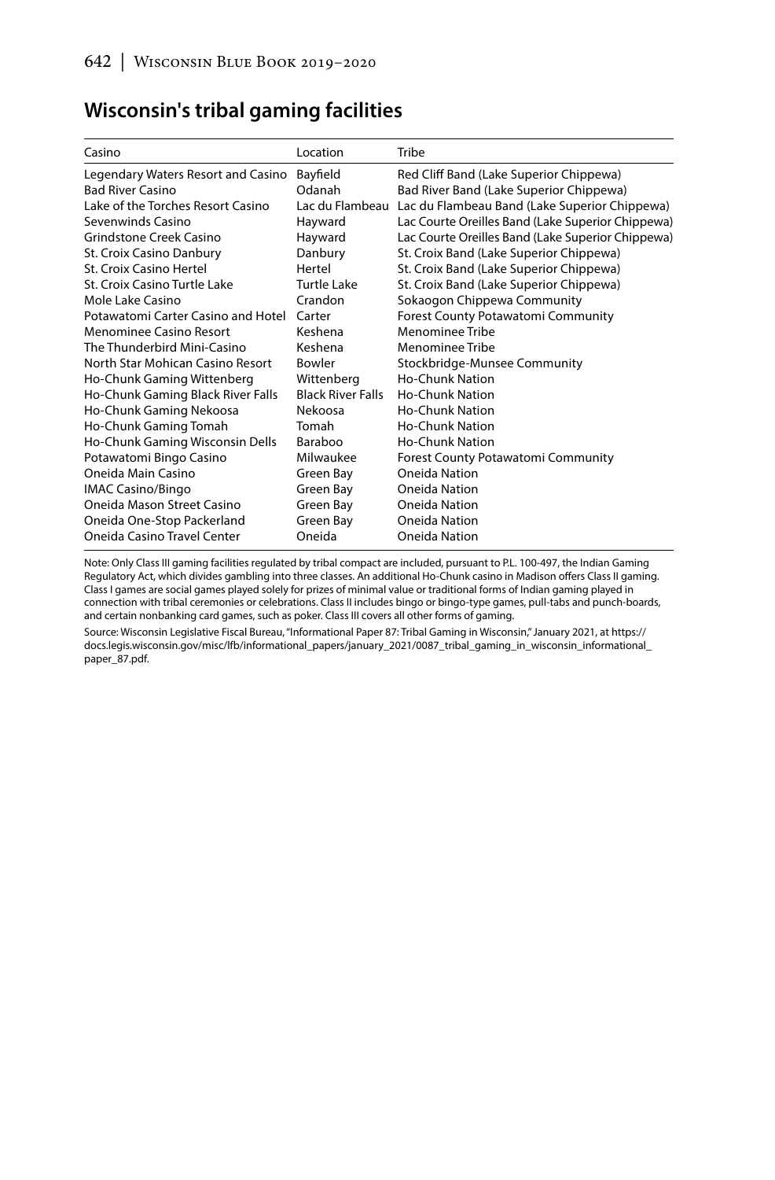## Wisconsin's tribal gaming facilities

| Casino | Location | Tribe |
|---|---|---|
| Legendary Waters Resort and Casino | Bayfield | Red Cliff Band (Lake Superior Chippewa) |
| Bad River Casino | Odanah | Bad River Band (Lake Superior Chippewa) |
| Lake of the Torches Resort Casino | Lac du Flambeau | Lac du Flambeau Band (Lake Superior Chippewa) |
| Sevenwinds Casino | Hayward | Lac Courte Oreilles Band (Lake Superior Chippewa) |
| Grindstone Creek Casino | Hayward | Lac Courte Oreilles Band (Lake Superior Chippewa) |
| St. Croix Casino Danbury | Danbury | St. Croix Band (Lake Superior Chippewa) |
| St. Croix Casino Hertel | Hertel | St. Croix Band (Lake Superior Chippewa) |
| St. Croix Casino Turtle Lake | Turtle Lake | St. Croix Band (Lake Superior Chippewa) |
| Mole Lake Casino | Crandon | Sokaogon Chippewa Community |
| Potawatomi Carter Casino and Hotel | Carter | Forest County Potawatomi Community |
| Menominee Casino Resort | Keshena | Menominee Tribe |
| The Thunderbird Mini-Casino | Keshena | Menominee Tribe |
| North Star Mohican Casino Resort | Bowler | Stockbridge-Munsee Community |
| Ho-Chunk Gaming Wittenberg | Wittenberg | Ho-Chunk Nation |
| Ho-Chunk Gaming Black River Falls | Black River Falls | Ho-Chunk Nation |
| Ho-Chunk Gaming Nekoosa | Nekoosa | Ho-Chunk Nation |
| Ho-Chunk Gaming Tomah | Tomah | Ho-Chunk Nation |
| Ho-Chunk Gaming Wisconsin Dells | Baraboo | Ho-Chunk Nation |
| Potawatomi Bingo Casino | Milwaukee | Forest County Potawatomi Community |
| Oneida Main Casino | Green Bay | Oneida Nation |
| IMAC Casino/Bingo | Green Bay | Oneida Nation |
| Oneida Mason Street Casino | Green Bay | Oneida Nation |
| Oneida One-Stop Packerland | Green Bay | Oneida Nation |
| Oneida Casino Travel Center | Oneida | Oneida Nation |

Note: Only Class III gaming facilities regulated by tribal compact are included, pursuant to P.L. 100-497, the Indian Gaming Regulatory Act, which divides gambling into three classes. An additional Ho-Chunk casino in Madison offers Class II gaming. Class I games are social games played solely for prizes of minimal value or traditional forms of Indian gaming played in connection with tribal ceremonies or celebrations. Class II includes bingo or bingo-type games, pull-tabs and punch-boards, and certain nonbanking card games, such as poker. Class III covers all other forms of gaming.

Source: Wisconsin Legislative Fiscal Bureau, "Informational Paper 87: Tribal Gaming in Wisconsin," January 2021, at https://docs.legis.wisconsin.gov/misc/lfb/informational_papers/january_2021/0087_tribal_gaming_in_wisconsin_informational_paper_87.pdf.